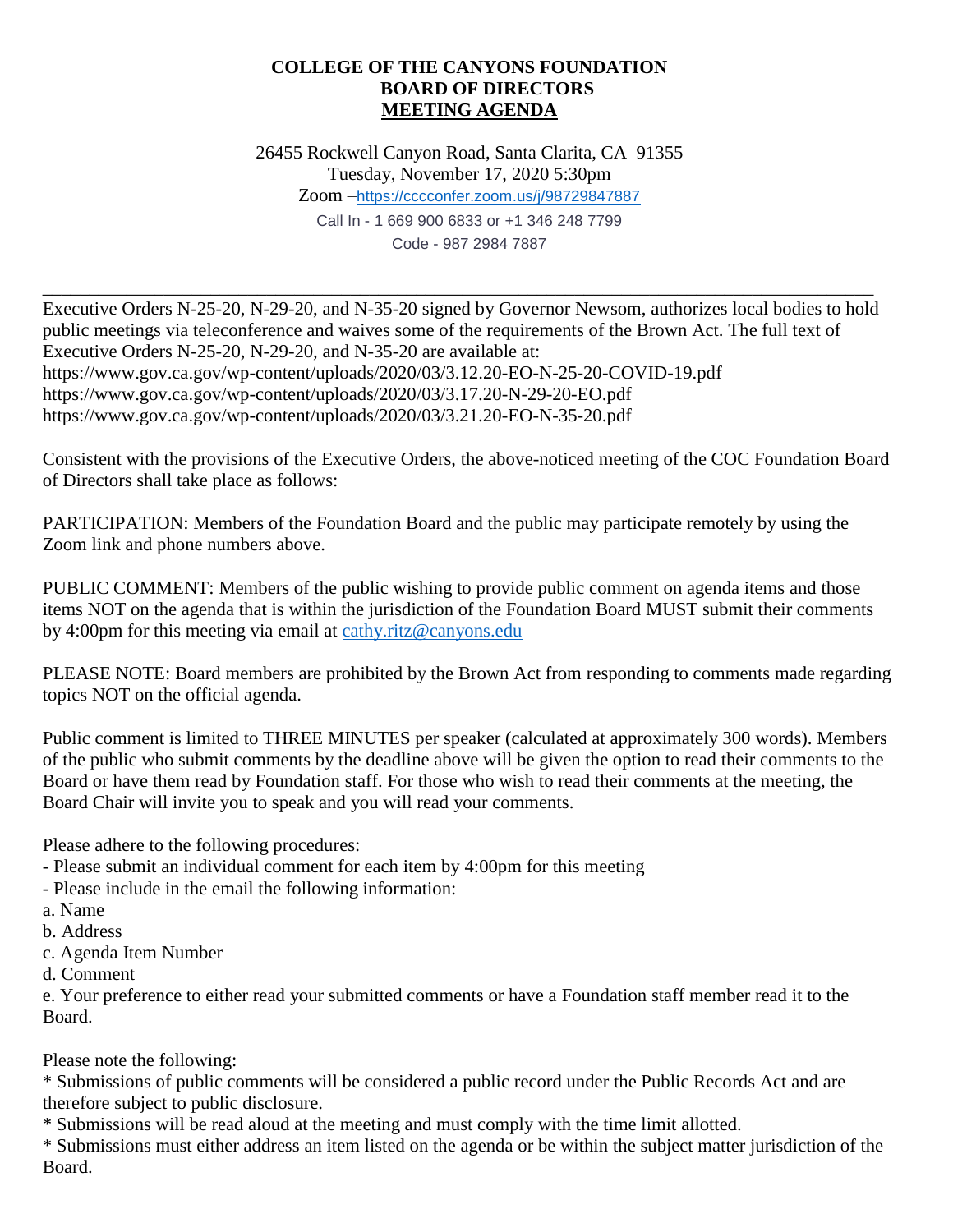**COLLEGE OF THE CANYONS FOUNDATION**
**BOARD OF DIRECTORS**
**MEETING AGENDA**

26455 Rockwell Canyon Road, Santa Clarita, CA 91355
Tuesday, November 17, 2020 5:30pm
Zoom –https://cccconfer.zoom.us/j/98729847887
Call In - 1 669 900 6833 or +1 346 248 7799
Code - 987 2984 7887

---

Executive Orders N-25-20, N-29-20, and N-35-20 signed by Governor Newsom, authorizes local bodies to hold public meetings via teleconference and waives some of the requirements of the Brown Act. The full text of Executive Orders N-25-20, N-29-20, and N-35-20 are available at:
https://www.gov.ca.gov/wp-content/uploads/2020/03/3.12.20-EO-N-25-20-COVID-19.pdf
https://www.gov.ca.gov/wp-content/uploads/2020/03/3.17.20-N-29-20-EO.pdf
https://www.gov.ca.gov/wp-content/uploads/2020/03/3.21.20-EO-N-35-20.pdf

Consistent with the provisions of the Executive Orders, the above-noticed meeting of the COC Foundation Board of Directors shall take place as follows:

PARTICIPATION: Members of the Foundation Board and the public may participate remotely by using the Zoom link and phone numbers above.

PUBLIC COMMENT: Members of the public wishing to provide public comment on agenda items and those items NOT on the agenda that is within the jurisdiction of the Foundation Board MUST submit their comments by 4:00pm for this meeting via email at cathy.ritz@canyons.edu

PLEASE NOTE: Board members are prohibited by the Brown Act from responding to comments made regarding topics NOT on the official agenda.

Public comment is limited to THREE MINUTES per speaker (calculated at approximately 300 words). Members of the public who submit comments by the deadline above will be given the option to read their comments to the Board or have them read by Foundation staff. For those who wish to read their comments at the meeting, the Board Chair will invite you to speak and you will read your comments.

Please adhere to the following procedures:
- Please submit an individual comment for each item by 4:00pm for this meeting
- Please include in the email the following information:
a. Name
b. Address
c. Agenda Item Number
d. Comment
e. Your preference to either read your submitted comments or have a Foundation staff member read it to the Board.

Please note the following:
* Submissions of public comments will be considered a public record under the Public Records Act and are therefore subject to public disclosure.
* Submissions will be read aloud at the meeting and must comply with the time limit allotted.
* Submissions must either address an item listed on the agenda or be within the subject matter jurisdiction of the Board.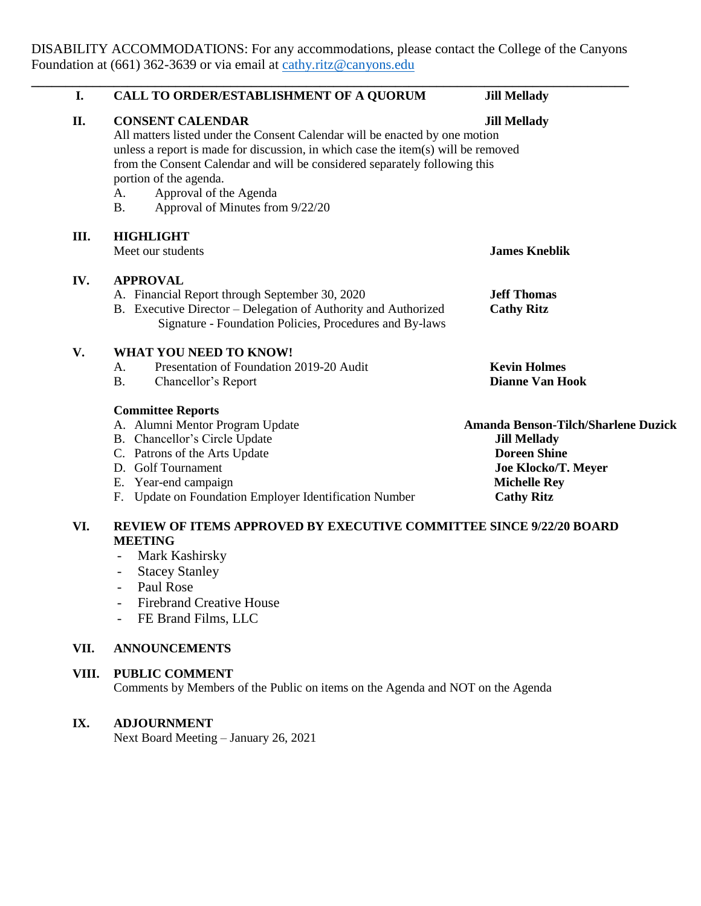DISABILITY ACCOMMODATIONS: For any accommodations, please contact the College of the Canyons Foundation at (661) 362-3639 or via email at cathy.ritz@canyons.edu

---

**I. CALL TO ORDER/ESTABLISHMENT OF A QUORUM** — **Jill Mellady**

**II. CONSENT CALENDAR** — **Jill Mellady**

All matters listed under the Consent Calendar will be enacted by one motion unless a report is made for discussion, in which case the item(s) will be removed from the Consent Calendar and will be considered separately following this portion of the agenda.

A. Approval of the Agenda
B. Approval of Minutes from 9/22/20

**III. HIGHLIGHT**

Meet our students — **James Kneblik**

**IV. APPROVAL**

A. Financial Report through September 30, 2020 — **Jeff Thomas**
B. Executive Director – Delegation of Authority and Authorized Signature - Foundation Policies, Procedures and By-laws — **Cathy Ritz**

**V. WHAT YOU NEED TO KNOW!**

A. Presentation of Foundation 2019-20 Audit — **Kevin Holmes**
B. Chancellor's Report — **Dianne Van Hook**

**Committee Reports**

A. Alumni Mentor Program Update — **Amanda Benson-Tilch/Sharlene Duzick**
B. Chancellor's Circle Update — **Jill Mellady**
C. Patrons of the Arts Update — **Doreen Shine**
D. Golf Tournament — **Joe Klocko/T. Meyer**
E. Year-end campaign — **Michelle Rey**
F. Update on Foundation Employer Identification Number — **Cathy Ritz**

**VI. REVIEW OF ITEMS APPROVED BY EXECUTIVE COMMITTEE SINCE 9/22/20 BOARD MEETING**

- Mark Kashirsky
- Stacey Stanley
- Paul Rose
- Firebrand Creative House
- FE Brand Films, LLC

**VII. ANNOUNCEMENTS**

**VIII. PUBLIC COMMENT**

Comments by Members of the Public on items on the Agenda and NOT on the Agenda

**IX. ADJOURNMENT**

Next Board Meeting – January 26, 2021